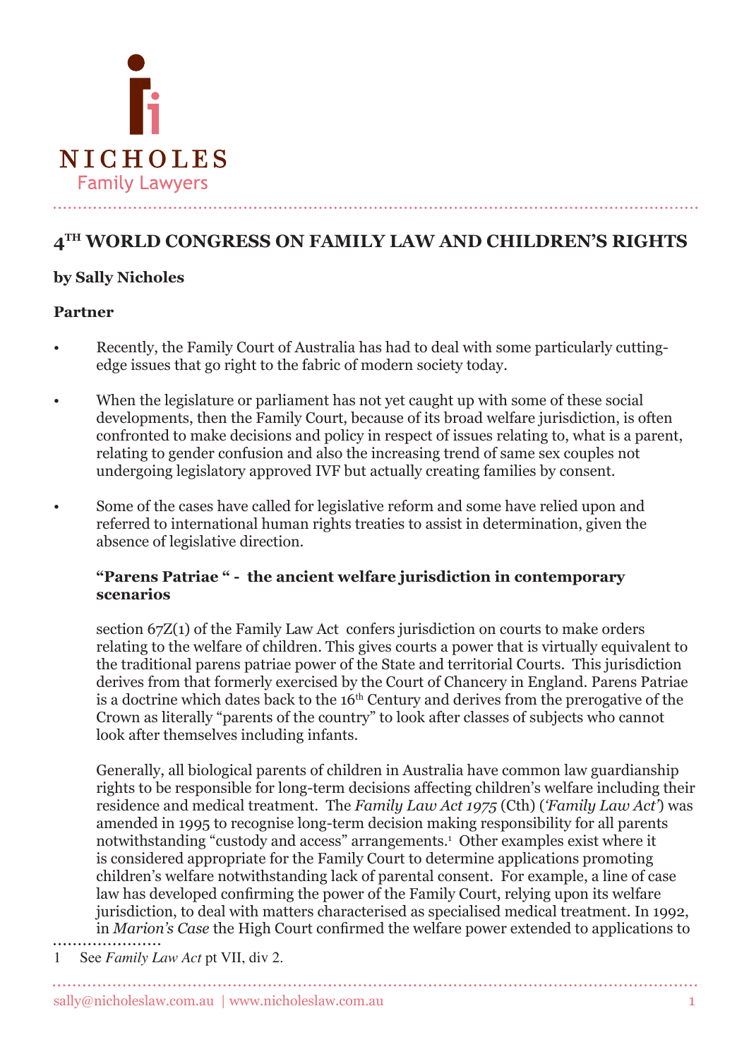NICHOLES
Family Lawyers

# 4TH WORLD CONGRESS ON FAMILY LAW AND CHILDREN'S RIGHTS

**by Sally Nicholes**

**Partner**

- Recently, the Family Court of Australia has had to deal with some particularly cutting-edge issues that go right to the fabric of modern society today.
- When the legislature or parliament has not yet caught up with some of these social developments, then the Family Court, because of its broad welfare jurisdiction, is often confronted to make decisions and policy in respect of issues relating to, what is a parent, relating to gender confusion and also the increasing trend of same sex couples not undergoing legislatory approved IVF but actually creating families by consent.
- Some of the cases have called for legislative reform and some have relied upon and referred to international human rights treaties to assist in determination, given the absence of legislative direction.

## "Parens Patriae " - the ancient welfare jurisdiction in contemporary scenarios

section 67Z(1) of the Family Law Act confers jurisdiction on courts to make orders relating to the welfare of children. This gives courts a power that is virtually equivalent to the traditional parens patriae power of the State and territorial Courts. This jurisdiction derives from that formerly exercised by the Court of Chancery in England. Parens Patriae is a doctrine which dates back to the 16th Century and derives from the prerogative of the Crown as literally "parents of the country" to look after classes of subjects who cannot look after themselves including infants.

Generally, all biological parents of children in Australia have common law guardianship rights to be responsible for long-term decisions affecting children's welfare including their residence and medical treatment. The *Family Law Act 1975* (Cth) (*'Family Law Act'*) was amended in 1995 to recognise long-term decision making responsibility for all parents notwithstanding "custody and access" arrangements.[1] Other examples exist where it is considered appropriate for the Family Court to determine applications promoting children's welfare notwithstanding lack of parental consent. For example, a line of case law has developed confirming the power of the Family Court, relying upon its welfare jurisdiction, to deal with matters characterised as specialised medical treatment. In 1992, in *Marion's Case* the High Court confirmed the welfare power extended to applications to

1 See *Family Law Act* pt VII, div 2.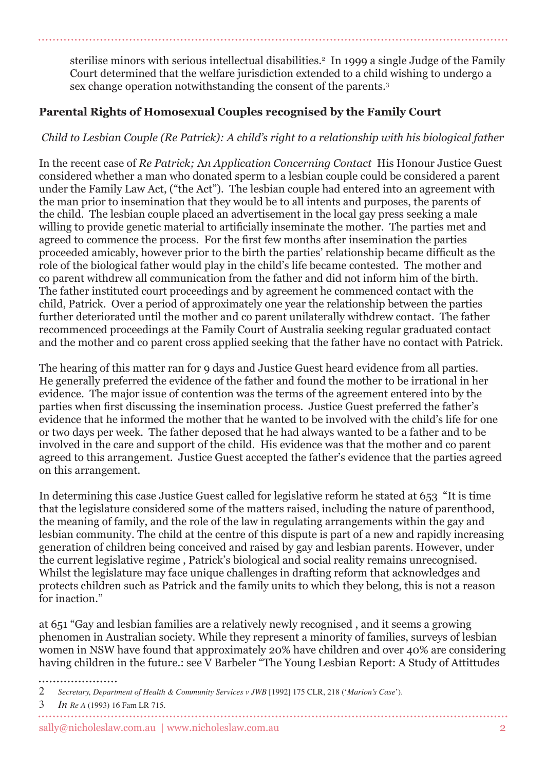sterilise minors with serious intellectual disabilities.[2] In 1999 a single Judge of the Family Court determined that the welfare jurisdiction extended to a child wishing to undergo a sex change operation notwithstanding the consent of the parents.[3]

## Parental Rights of Homosexual Couples recognised by the Family Court

*Child to Lesbian Couple (Re Patrick): A child's right to a relationship with his biological father*

In the recent case of *Re Patrick; An Application Concerning Contact* His Honour Justice Guest considered whether a man who donated sperm to a lesbian couple could be considered a parent under the Family Law Act, ("the Act"). The lesbian couple had entered into an agreement with the man prior to insemination that they would be to all intents and purposes, the parents of the child. The lesbian couple placed an advertisement in the local gay press seeking a male willing to provide genetic material to artificially inseminate the mother. The parties met and agreed to commence the process. For the first few months after insemination the parties proceeded amicably, however prior to the birth the parties' relationship became difficult as the role of the biological father would play in the child's life became contested. The mother and co parent withdrew all communication from the father and did not inform him of the birth. The father instituted court proceedings and by agreement he commenced contact with the child, Patrick. Over a period of approximately one year the relationship between the parties further deteriorated until the mother and co parent unilaterally withdrew contact. The father recommenced proceedings at the Family Court of Australia seeking regular graduated contact and the mother and co parent cross applied seeking that the father have no contact with Patrick.

The hearing of this matter ran for 9 days and Justice Guest heard evidence from all parties. He generally preferred the evidence of the father and found the mother to be irrational in her evidence. The major issue of contention was the terms of the agreement entered into by the parties when first discussing the insemination process. Justice Guest preferred the father's evidence that he informed the mother that he wanted to be involved with the child's life for one or two days per week. The father deposed that he had always wanted to be a father and to be involved in the care and support of the child. His evidence was that the mother and co parent agreed to this arrangement. Justice Guest accepted the father's evidence that the parties agreed on this arrangement.

In determining this case Justice Guest called for legislative reform he stated at 653 "It is time that the legislature considered some of the matters raised, including the nature of parenthood, the meaning of family, and the role of the law in regulating arrangements within the gay and lesbian community. The child at the centre of this dispute is part of a new and rapidly increasing generation of children being conceived and raised by gay and lesbian parents. However, under the current legislative regime , Patrick's biological and social reality remains unrecognised. Whilst the legislature may face unique challenges in drafting reform that acknowledges and protects children such as Patrick and the family units to which they belong, this is not a reason for inaction."

at 651 "Gay and lesbian families are a relatively newly recognised , and it seems a growing phenomen in Australian society. While they represent a minority of families, surveys of lesbian women in NSW have found that approximately 20% have children and over 40% are considering having children in the future.: see V Barbeler "The Young Lesbian Report: A Study of Attittudes

---

2 *Secretary, Department of Health & Community Services v JWB* [1992] 175 CLR, 218 ('*Marion's Case*').

3 *In Re A* (1993) 16 Fam LR 715.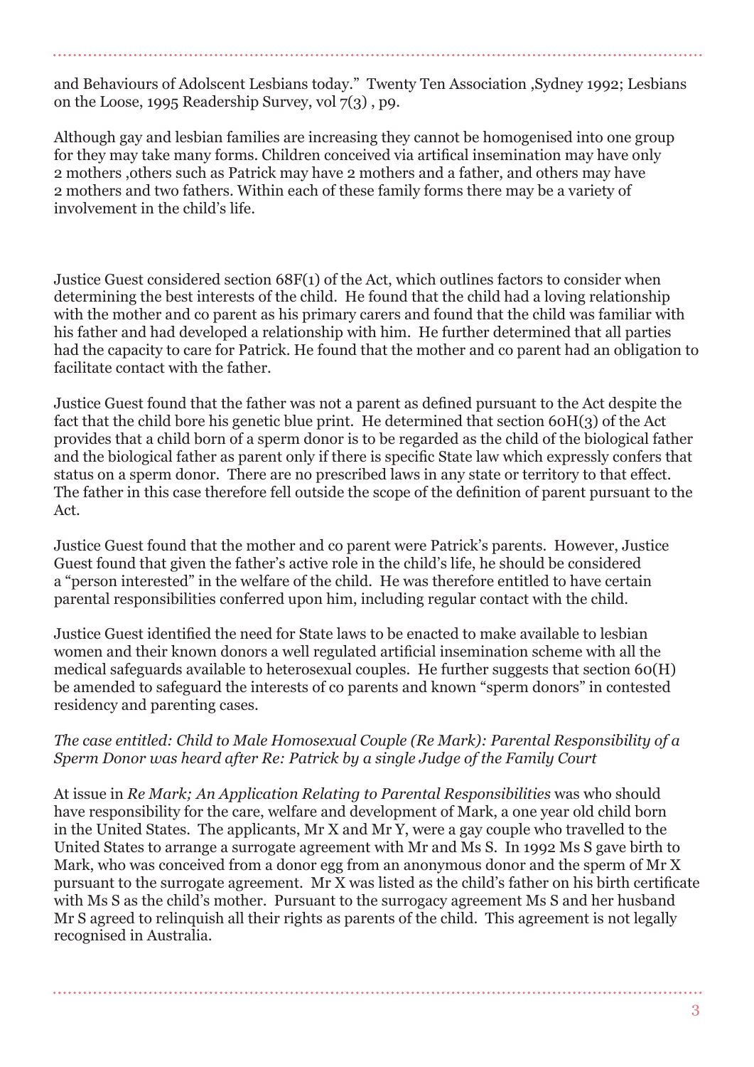and Behaviours of Adolscent Lesbians today." Twenty Ten Association ,Sydney 1992; Lesbians on the Loose, 1995 Readership Survey, vol 7(3) , p9.

Although gay and lesbian families are increasing they cannot be homogenised into one group for they may take many forms. Children conceived via artifical insemination may have only 2 mothers ,others such as Patrick may have 2 mothers and a father, and others may have 2 mothers and two fathers. Within each of these family forms there may be a variety of involvement in the child's life.

Justice Guest considered section 68F(1) of the Act, which outlines factors to consider when determining the best interests of the child. He found that the child had a loving relationship with the mother and co parent as his primary carers and found that the child was familiar with his father and had developed a relationship with him. He further determined that all parties had the capacity to care for Patrick. He found that the mother and co parent had an obligation to facilitate contact with the father.

Justice Guest found that the father was not a parent as defined pursuant to the Act despite the fact that the child bore his genetic blue print. He determined that section 60H(3) of the Act provides that a child born of a sperm donor is to be regarded as the child of the biological father and the biological father as parent only if there is specific State law which expressly confers that status on a sperm donor. There are no prescribed laws in any state or territory to that effect. The father in this case therefore fell outside the scope of the definition of parent pursuant to the Act.

Justice Guest found that the mother and co parent were Patrick's parents. However, Justice Guest found that given the father's active role in the child's life, he should be considered a "person interested" in the welfare of the child. He was therefore entitled to have certain parental responsibilities conferred upon him, including regular contact with the child.

Justice Guest identified the need for State laws to be enacted to make available to lesbian women and their known donors a well regulated artificial insemination scheme with all the medical safeguards available to heterosexual couples. He further suggests that section 60(H) be amended to safeguard the interests of co parents and known "sperm donors" in contested residency and parenting cases.

*The case entitled: Child to Male Homosexual Couple (Re Mark): Parental Responsibility of a Sperm Donor was heard after Re: Patrick by a single Judge of the Family Court*

At issue in *Re Mark; An Application Relating to Parental Responsibilities* was who should have responsibility for the care, welfare and development of Mark, a one year old child born in the United States. The applicants, Mr X and Mr Y, were a gay couple who travelled to the United States to arrange a surrogate agreement with Mr and Ms S. In 1992 Ms S gave birth to Mark, who was conceived from a donor egg from an anonymous donor and the sperm of Mr X pursuant to the surrogate agreement. Mr X was listed as the child's father on his birth certificate with Ms S as the child's mother. Pursuant to the surrogacy agreement Ms S and her husband Mr S agreed to relinquish all their rights as parents of the child. This agreement is not legally recognised in Australia.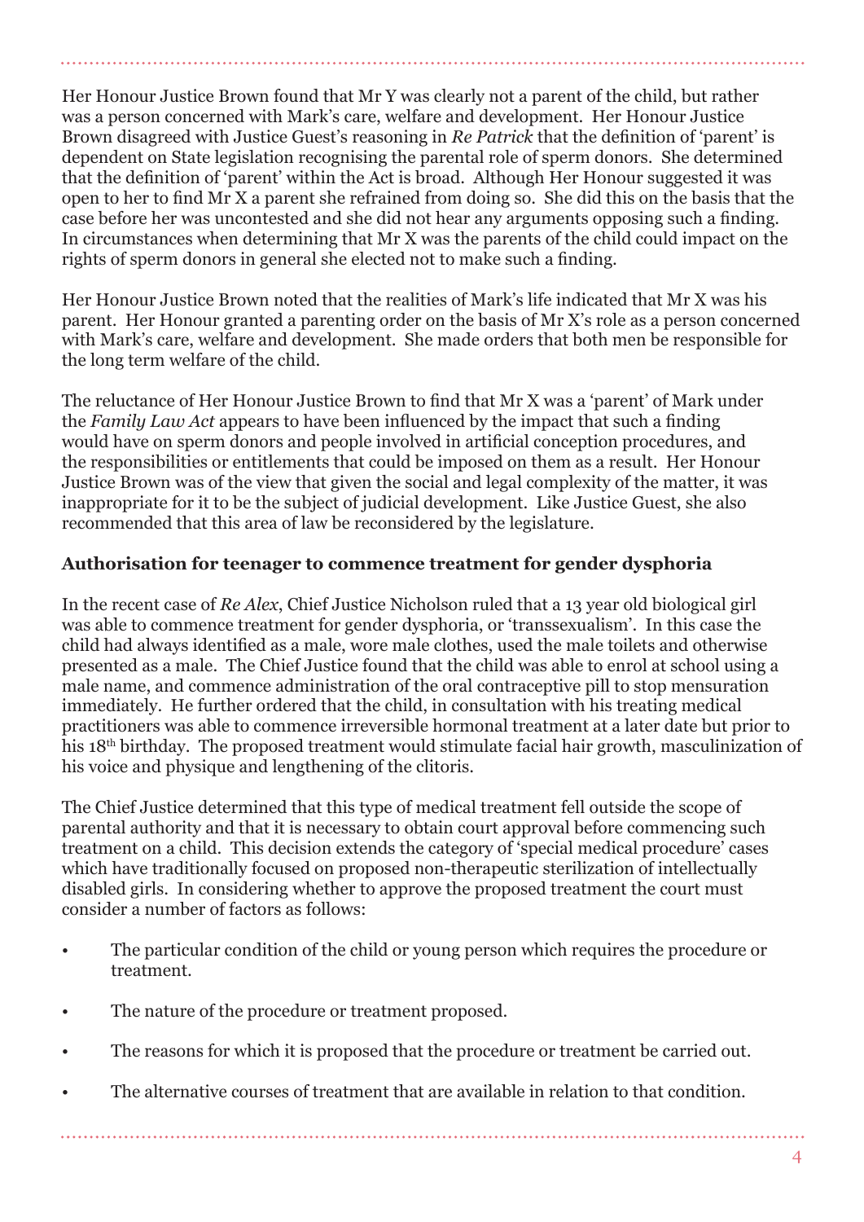Her Honour Justice Brown found that Mr Y was clearly not a parent of the child, but rather was a person concerned with Mark's care, welfare and development. Her Honour Justice Brown disagreed with Justice Guest's reasoning in *Re Patrick* that the definition of 'parent' is dependent on State legislation recognising the parental role of sperm donors. She determined that the definition of 'parent' within the Act is broad. Although Her Honour suggested it was open to her to find Mr X a parent she refrained from doing so. She did this on the basis that the case before her was uncontested and she did not hear any arguments opposing such a finding. In circumstances when determining that Mr X was the parents of the child could impact on the rights of sperm donors in general she elected not to make such a finding.

Her Honour Justice Brown noted that the realities of Mark's life indicated that Mr X was his parent. Her Honour granted a parenting order on the basis of Mr X's role as a person concerned with Mark's care, welfare and development. She made orders that both men be responsible for the long term welfare of the child.

The reluctance of Her Honour Justice Brown to find that Mr X was a 'parent' of Mark under the *Family Law Act* appears to have been influenced by the impact that such a finding would have on sperm donors and people involved in artificial conception procedures, and the responsibilities or entitlements that could be imposed on them as a result. Her Honour Justice Brown was of the view that given the social and legal complexity of the matter, it was inappropriate for it to be the subject of judicial development. Like Justice Guest, she also recommended that this area of law be reconsidered by the legislature.

**Authorisation for teenager to commence treatment for gender dysphoria**

In the recent case of *Re Alex*, Chief Justice Nicholson ruled that a 13 year old biological girl was able to commence treatment for gender dysphoria, or 'transsexualism'. In this case the child had always identified as a male, wore male clothes, used the male toilets and otherwise presented as a male. The Chief Justice found that the child was able to enrol at school using a male name, and commence administration of the oral contraceptive pill to stop mensuration immediately. He further ordered that the child, in consultation with his treating medical practitioners was able to commence irreversible hormonal treatment at a later date but prior to his 18th birthday. The proposed treatment would stimulate facial hair growth, masculinization of his voice and physique and lengthening of the clitoris.

The Chief Justice determined that this type of medical treatment fell outside the scope of parental authority and that it is necessary to obtain court approval before commencing such treatment on a child. This decision extends the category of 'special medical procedure' cases which have traditionally focused on proposed non-therapeutic sterilization of intellectually disabled girls. In considering whether to approve the proposed treatment the court must consider a number of factors as follows:

- The particular condition of the child or young person which requires the procedure or treatment.
- The nature of the procedure or treatment proposed.
- The reasons for which it is proposed that the procedure or treatment be carried out.
- The alternative courses of treatment that are available in relation to that condition.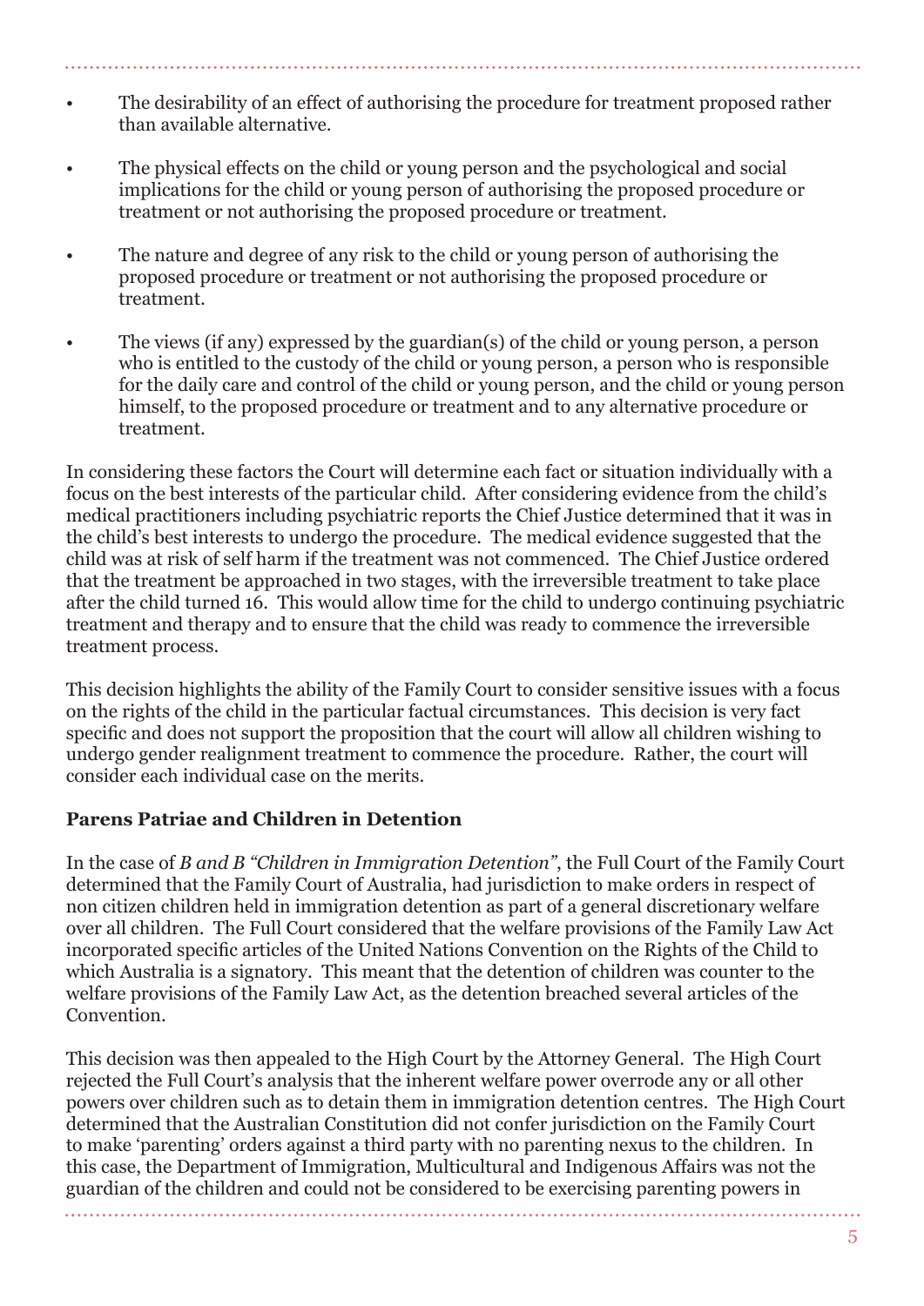- The desirability of an effect of authorising the procedure for treatment proposed rather than available alternative.
- The physical effects on the child or young person and the psychological and social implications for the child or young person of authorising the proposed procedure or treatment or not authorising the proposed procedure or treatment.
- The nature and degree of any risk to the child or young person of authorising the proposed procedure or treatment or not authorising the proposed procedure or treatment.
- The views (if any) expressed by the guardian(s) of the child or young person, a person who is entitled to the custody of the child or young person, a person who is responsible for the daily care and control of the child or young person, and the child or young person himself, to the proposed procedure or treatment and to any alternative procedure or treatment.

In considering these factors the Court will determine each fact or situation individually with a focus on the best interests of the particular child. After considering evidence from the child's medical practitioners including psychiatric reports the Chief Justice determined that it was in the child's best interests to undergo the procedure. The medical evidence suggested that the child was at risk of self harm if the treatment was not commenced. The Chief Justice ordered that the treatment be approached in two stages, with the irreversible treatment to take place after the child turned 16. This would allow time for the child to undergo continuing psychiatric treatment and therapy and to ensure that the child was ready to commence the irreversible treatment process.

This decision highlights the ability of the Family Court to consider sensitive issues with a focus on the rights of the child in the particular factual circumstances. This decision is very fact specific and does not support the proposition that the court will allow all children wishing to undergo gender realignment treatment to commence the procedure. Rather, the court will consider each individual case on the merits.

**Parens Patriae and Children in Detention**

In the case of *B and B "Children in Immigration Detention"*, the Full Court of the Family Court determined that the Family Court of Australia, had jurisdiction to make orders in respect of non citizen children held in immigration detention as part of a general discretionary welfare over all children. The Full Court considered that the welfare provisions of the Family Law Act incorporated specific articles of the United Nations Convention on the Rights of the Child to which Australia is a signatory. This meant that the detention of children was counter to the welfare provisions of the Family Law Act, as the detention breached several articles of the Convention.

This decision was then appealed to the High Court by the Attorney General. The High Court rejected the Full Court's analysis that the inherent welfare power overrode any or all other powers over children such as to detain them in immigration detention centres. The High Court determined that the Australian Constitution did not confer jurisdiction on the Family Court to make 'parenting' orders against a third party with no parenting nexus to the children. In this case, the Department of Immigration, Multicultural and Indigenous Affairs was not the guardian of the children and could not be considered to be exercising parenting powers in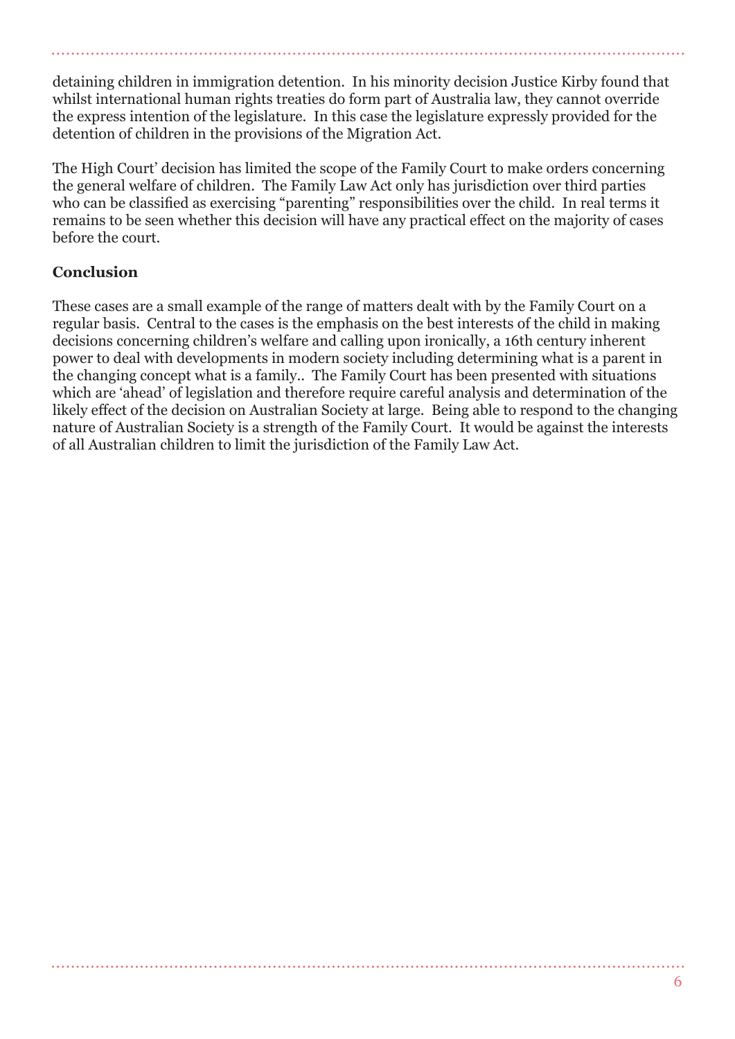detaining children in immigration detention. In his minority decision Justice Kirby found that whilst international human rights treaties do form part of Australia law, they cannot override the express intention of the legislature. In this case the legislature expressly provided for the detention of children in the provisions of the Migration Act.

The High Court' decision has limited the scope of the Family Court to make orders concerning the general welfare of children. The Family Law Act only has jurisdiction over third parties who can be classified as exercising "parenting" responsibilities over the child. In real terms it remains to be seen whether this decision will have any practical effect on the majority of cases before the court.

**Conclusion**

These cases are a small example of the range of matters dealt with by the Family Court on a regular basis. Central to the cases is the emphasis on the best interests of the child in making decisions concerning children's welfare and calling upon ironically, a 16th century inherent power to deal with developments in modern society including determining what is a parent in the changing concept what is a family.. The Family Court has been presented with situations which are 'ahead' of legislation and therefore require careful analysis and determination of the likely effect of the decision on Australian Society at large. Being able to respond to the changing nature of Australian Society is a strength of the Family Court. It would be against the interests of all Australian children to limit the jurisdiction of the Family Law Act.